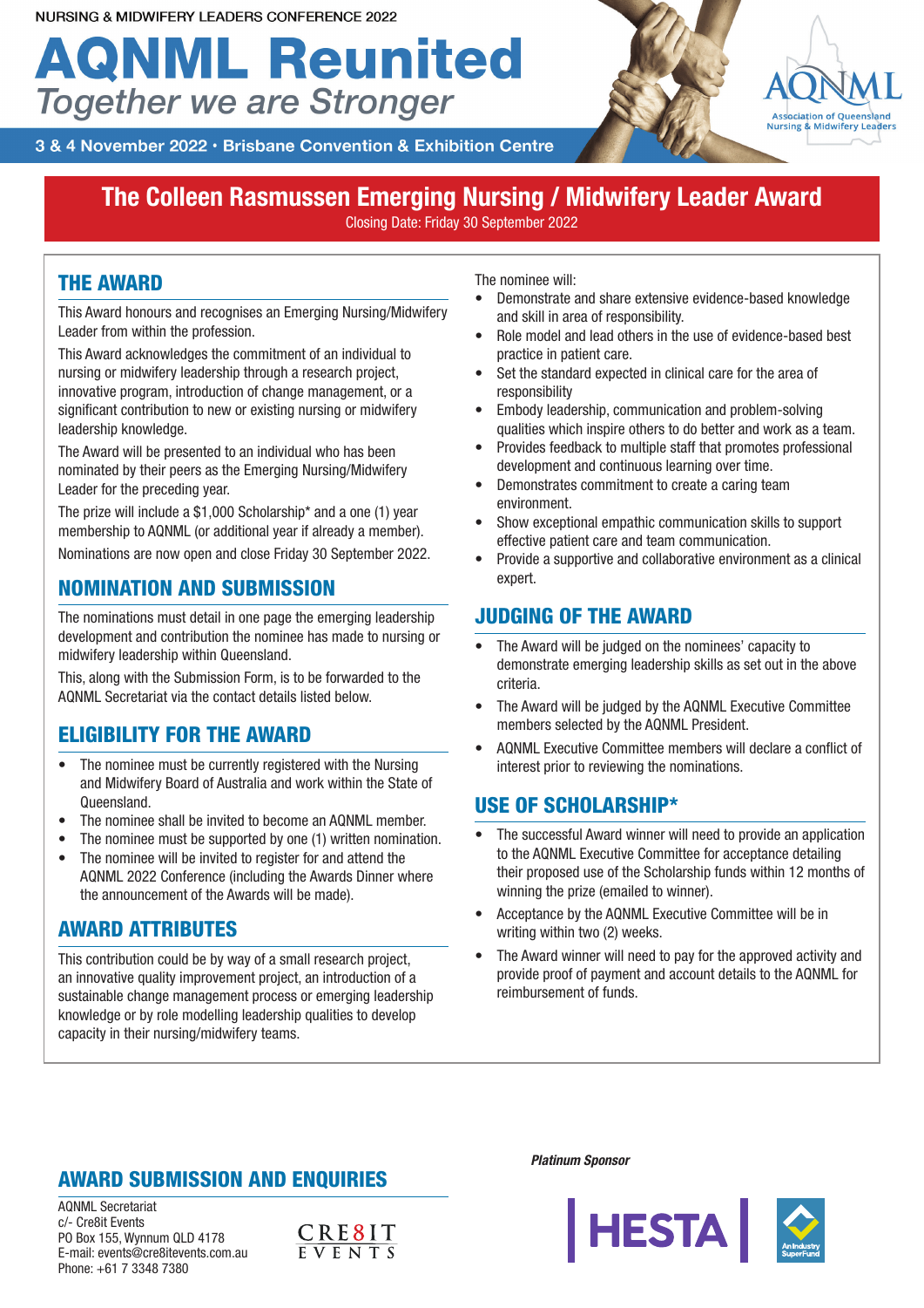NURSING & MIDWIFERY LEADERS CONFERENCE 2022

# AQNML Reunited

*Together we are Stronger*

3 & 4 November 2022 • Brisbane Convention & Exhibition Centre

AQNML
Association of Queensland Nursing & Midwifery Leaders

## The Colleen Rasmussen Emerging Nursing / Midwifery Leader Award

Closing Date: Friday 30 September 2022

### THE AWARD

This Award honours and recognises an Emerging Nursing/Midwifery Leader from within the profession.

This Award acknowledges the commitment of an individual to nursing or midwifery leadership through a research project, innovative program, introduction of change management, or a significant contribution to new or existing nursing or midwifery leadership knowledge.

The Award will be presented to an individual who has been nominated by their peers as the Emerging Nursing/Midwifery Leader for the preceding year.

The prize will include a $1,000 Scholarship* and a one (1) year membership to AQNML (or additional year if already a member).

Nominations are now open and close Friday 30 September 2022.

### NOMINATION AND SUBMISSION

The nominations must detail in one page the emerging leadership development and contribution the nominee has made to nursing or midwifery leadership within Queensland.

This, along with the Submission Form, is to be forwarded to the AQNML Secretariat via the contact details listed below.

### ELIGIBILITY FOR THE AWARD

- The nominee must be currently registered with the Nursing and Midwifery Board of Australia and work within the State of Queensland.
- The nominee shall be invited to become an AQNML member.
- The nominee must be supported by one (1) written nomination.
- The nominee will be invited to register for and attend the AQNML 2022 Conference (including the Awards Dinner where the announcement of the Awards will be made).

### AWARD ATTRIBUTES

This contribution could be by way of a small research project, an innovative quality improvement project, an introduction of a sustainable change management process or emerging leadership knowledge or by role modelling leadership qualities to develop capacity in their nursing/midwifery teams.

The nominee will:

- Demonstrate and share extensive evidence-based knowledge and skill in area of responsibility.
- Role model and lead others in the use of evidence-based best practice in patient care.
- Set the standard expected in clinical care for the area of responsibility
- Embody leadership, communication and problem-solving qualities which inspire others to do better and work as a team.
- Provides feedback to multiple staff that promotes professional development and continuous learning over time.
- Demonstrates commitment to create a caring team environment.
- Show exceptional empathic communication skills to support effective patient care and team communication.
- Provide a supportive and collaborative environment as a clinical expert.

### JUDGING OF THE AWARD

- The Award will be judged on the nominees' capacity to demonstrate emerging leadership skills as set out in the above criteria.
- The Award will be judged by the AQNML Executive Committee members selected by the AQNML President.
- AQNML Executive Committee members will declare a conflict of interest prior to reviewing the nominations.

### USE OF SCHOLARSHIP*

- The successful Award winner will need to provide an application to the AQNML Executive Committee for acceptance detailing their proposed use of the Scholarship funds within 12 months of winning the prize (emailed to winner).
- Acceptance by the AQNML Executive Committee will be in writing within two (2) weeks.
- The Award winner will need to pay for the approved activity and provide proof of payment and account details to the AQNML for reimbursement of funds.

### AWARD SUBMISSION AND ENQUIRIES

AQNML Secretariat
c/- Cre8it Events
PO Box 155, Wynnum QLD 4178
E-mail: events@cre8itevents.com.au
Phone: +61 7 3348 7380

CRE8IT EVENTS

*Platinum Sponsor*

HESTA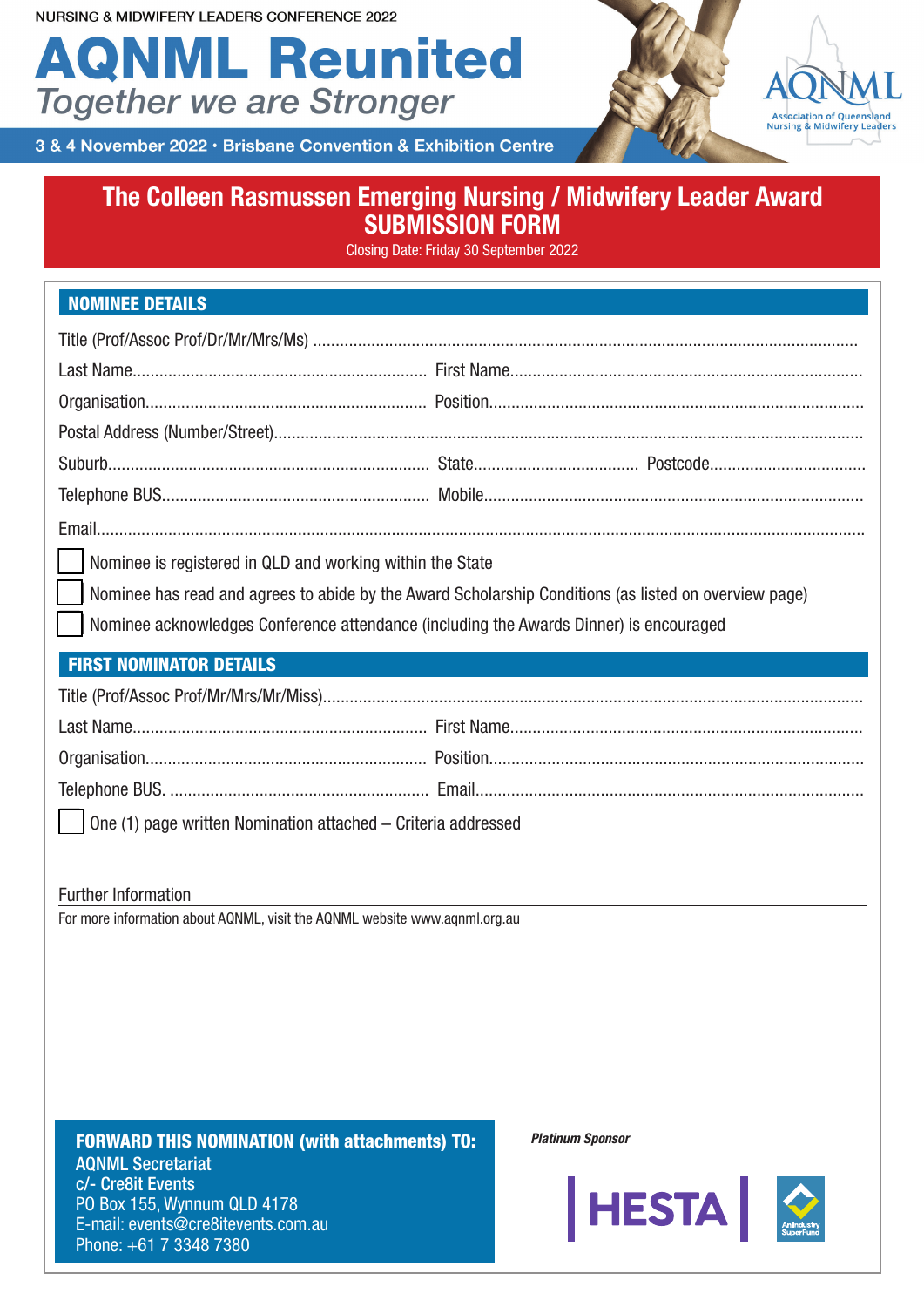NURSING & MIDWIFERY LEADERS CONFERENCE 2022

# AQNML Reunited

*Together we are Stronger*

3 & 4 November 2022 • Brisbane Convention & Exhibition Centre

AQNML Association of Queensland Nursing & Midwifery Leaders

## The Colleen Rasmussen Emerging Nursing / Midwifery Leader Award SUBMISSION FORM

Closing Date: Friday 30 September 2022

### NOMINEE DETAILS

Title (Prof/Assoc Prof/Dr/Mr/Mrs/Ms) ........................................................................................................

Last Name.................................................................. First Name..............................................................................

Organisation.............................................................. Position...................................................................................

Postal Address (Number/Street)..................................................................................................................................

Suburb....................................................................... State.................................... Postcode..................................

Telephone BUS........................................................... Mobile.....................................................................................

Email.............................................................................................................................................................................

- [ ] Nominee is registered in QLD and working within the State
- [ ] Nominee has read and agrees to abide by the Award Scholarship Conditions (as listed on overview page)
- [ ] Nominee acknowledges Conference attendance (including the Awards Dinner) is encouraged

### FIRST NOMINATOR DETAILS

Title (Prof/Assoc Prof/Mr/Mrs/Mr/Miss).......................................................................................................................

Last Name.................................................................. First Name..............................................................................

Organisation.............................................................. Position...................................................................................

Telephone BUS. ......................................................... Email......................................................................................

- [ ] One (1) page written Nomination attached – Criteria addressed

Further Information

For more information about AQNML, visit the AQNML website www.aqnml.org.au

**FORWARD THIS NOMINATION (with attachments) TO:**
AQNML Secretariat
c/- Cre8it Events
PO Box 155, Wynnum QLD 4178
E-mail: events@cre8itevents.com.au
Phone: +61 7 3348 7380

*Platinum Sponsor*

HESTA An Industry SuperFund